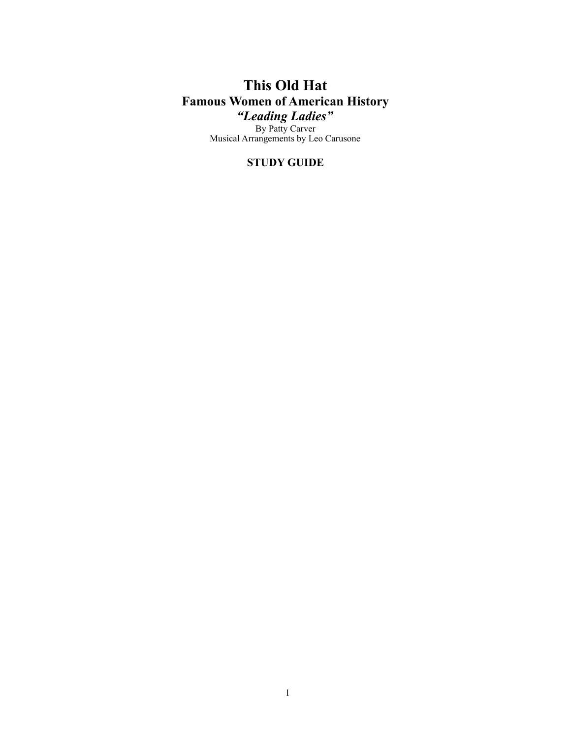# This Old Hat

## Famous Women of American History

### *"Leading Ladies"*

By Patty Carver

Musical Arrangements by Leo Carusone

**STUDY GUIDE**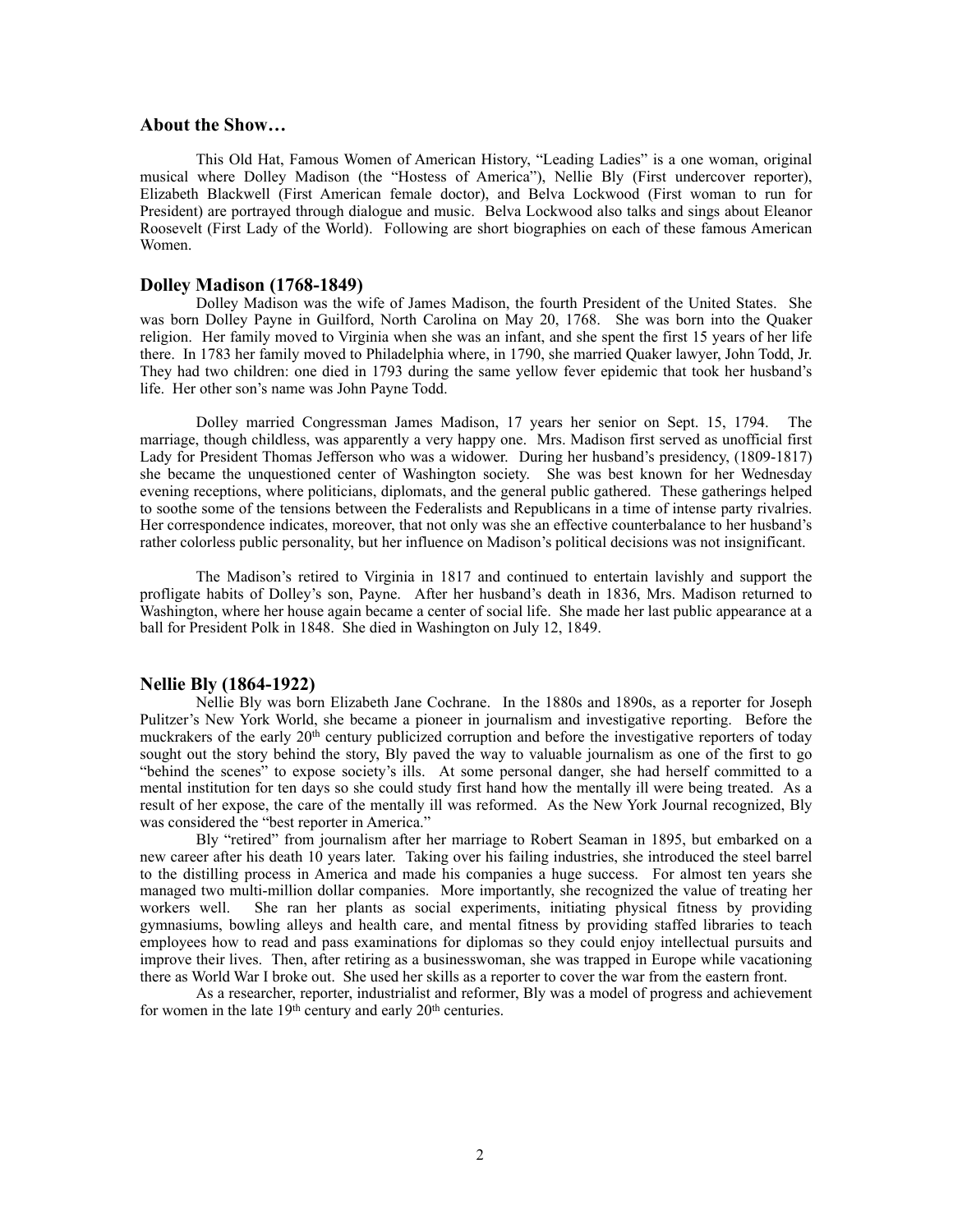## About the Show…

This Old Hat, Famous Women of American History, "Leading Ladies" is a one woman, original musical where Dolley Madison (the "Hostess of America"), Nellie Bly (First undercover reporter), Elizabeth Blackwell (First American female doctor), and Belva Lockwood (First woman to run for President) are portrayed through dialogue and music. Belva Lockwood also talks and sings about Eleanor Roosevelt (First Lady of the World). Following are short biographies on each of these famous American Women.

## Dolley Madison (1768-1849)

Dolley Madison was the wife of James Madison, the fourth President of the United States. She was born Dolley Payne in Guilford, North Carolina on May 20, 1768. She was born into the Quaker religion. Her family moved to Virginia when she was an infant, and she spent the first 15 years of her life there. In 1783 her family moved to Philadelphia where, in 1790, she married Quaker lawyer, John Todd, Jr. They had two children: one died in 1793 during the same yellow fever epidemic that took her husband's life. Her other son's name was John Payne Todd.

Dolley married Congressman James Madison, 17 years her senior on Sept. 15, 1794. The marriage, though childless, was apparently a very happy one. Mrs. Madison first served as unofficial first Lady for President Thomas Jefferson who was a widower. During her husband's presidency, (1809-1817) she became the unquestioned center of Washington society. She was best known for her Wednesday evening receptions, where politicians, diplomats, and the general public gathered. These gatherings helped to soothe some of the tensions between the Federalists and Republicans in a time of intense party rivalries. Her correspondence indicates, moreover, that not only was she an effective counterbalance to her husband's rather colorless public personality, but her influence on Madison's political decisions was not insignificant.

The Madison's retired to Virginia in 1817 and continued to entertain lavishly and support the profligate habits of Dolley's son, Payne. After her husband's death in 1836, Mrs. Madison returned to Washington, where her house again became a center of social life. She made her last public appearance at a ball for President Polk in 1848. She died in Washington on July 12, 1849.

## Nellie Bly (1864-1922)

Nellie Bly was born Elizabeth Jane Cochrane. In the 1880s and 1890s, as a reporter for Joseph Pulitzer's New York World, she became a pioneer in journalism and investigative reporting. Before the muckrakers of the early 20th century publicized corruption and before the investigative reporters of today sought out the story behind the story, Bly paved the way to valuable journalism as one of the first to go "behind the scenes" to expose society's ills. At some personal danger, she had herself committed to a mental institution for ten days so she could study first hand how the mentally ill were being treated. As a result of her expose, the care of the mentally ill was reformed. As the New York Journal recognized, Bly was considered the "best reporter in America."

Bly "retired" from journalism after her marriage to Robert Seaman in 1895, but embarked on a new career after his death 10 years later. Taking over his failing industries, she introduced the steel barrel to the distilling process in America and made his companies a huge success. For almost ten years she managed two multi-million dollar companies. More importantly, she recognized the value of treating her workers well. She ran her plants as social experiments, initiating physical fitness by providing gymnasiums, bowling alleys and health care, and mental fitness by providing staffed libraries to teach employees how to read and pass examinations for diplomas so they could enjoy intellectual pursuits and improve their lives. Then, after retiring as a businesswoman, she was trapped in Europe while vacationing there as World War I broke out. She used her skills as a reporter to cover the war from the eastern front.

As a researcher, reporter, industrialist and reformer, Bly was a model of progress and achievement for women in the late 19th century and early 20th centuries.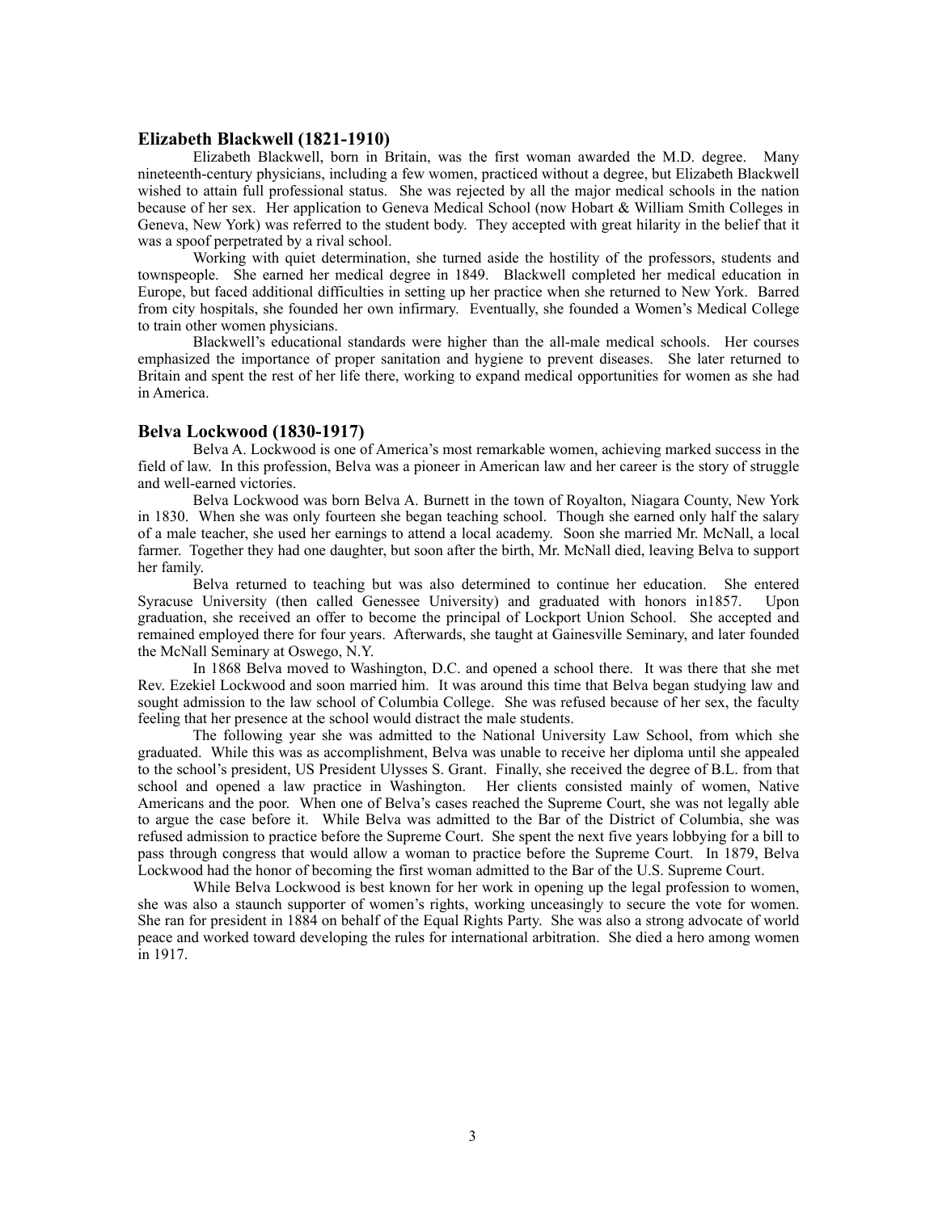## Elizabeth Blackwell (1821-1910)

Elizabeth Blackwell, born in Britain, was the first woman awarded the M.D. degree. Many nineteenth-century physicians, including a few women, practiced without a degree, but Elizabeth Blackwell wished to attain full professional status. She was rejected by all the major medical schools in the nation because of her sex. Her application to Geneva Medical School (now Hobart & William Smith Colleges in Geneva, New York) was referred to the student body. They accepted with great hilarity in the belief that it was a spoof perpetrated by a rival school.

Working with quiet determination, she turned aside the hostility of the professors, students and townspeople. She earned her medical degree in 1849. Blackwell completed her medical education in Europe, but faced additional difficulties in setting up her practice when she returned to New York. Barred from city hospitals, she founded her own infirmary. Eventually, she founded a Women's Medical College to train other women physicians.

Blackwell's educational standards were higher than the all-male medical schools. Her courses emphasized the importance of proper sanitation and hygiene to prevent diseases. She later returned to Britain and spent the rest of her life there, working to expand medical opportunities for women as she had in America.

## Belva Lockwood (1830-1917)

Belva A. Lockwood is one of America's most remarkable women, achieving marked success in the field of law. In this profession, Belva was a pioneer in American law and her career is the story of struggle and well-earned victories.

Belva Lockwood was born Belva A. Burnett in the town of Royalton, Niagara County, New York in 1830. When she was only fourteen she began teaching school. Though she earned only half the salary of a male teacher, she used her earnings to attend a local academy. Soon she married Mr. McNall, a local farmer. Together they had one daughter, but soon after the birth, Mr. McNall died, leaving Belva to support her family.

Belva returned to teaching but was also determined to continue her education. She entered Syracuse University (then called Genessee University) and graduated with honors in1857. Upon graduation, she received an offer to become the principal of Lockport Union School. She accepted and remained employed there for four years. Afterwards, she taught at Gainesville Seminary, and later founded the McNall Seminary at Oswego, N.Y.

In 1868 Belva moved to Washington, D.C. and opened a school there. It was there that she met Rev. Ezekiel Lockwood and soon married him. It was around this time that Belva began studying law and sought admission to the law school of Columbia College. She was refused because of her sex, the faculty feeling that her presence at the school would distract the male students.

The following year she was admitted to the National University Law School, from which she graduated. While this was as accomplishment, Belva was unable to receive her diploma until she appealed to the school's president, US President Ulysses S. Grant. Finally, she received the degree of B.L. from that school and opened a law practice in Washington. Her clients consisted mainly of women, Native Americans and the poor. When one of Belva's cases reached the Supreme Court, she was not legally able to argue the case before it. While Belva was admitted to the Bar of the District of Columbia, she was refused admission to practice before the Supreme Court. She spent the next five years lobbying for a bill to pass through congress that would allow a woman to practice before the Supreme Court. In 1879, Belva Lockwood had the honor of becoming the first woman admitted to the Bar of the U.S. Supreme Court.

While Belva Lockwood is best known for her work in opening up the legal profession to women, she was also a staunch supporter of women's rights, working unceasingly to secure the vote for women. She ran for president in 1884 on behalf of the Equal Rights Party. She was also a strong advocate of world peace and worked toward developing the rules for international arbitration. She died a hero among women in 1917.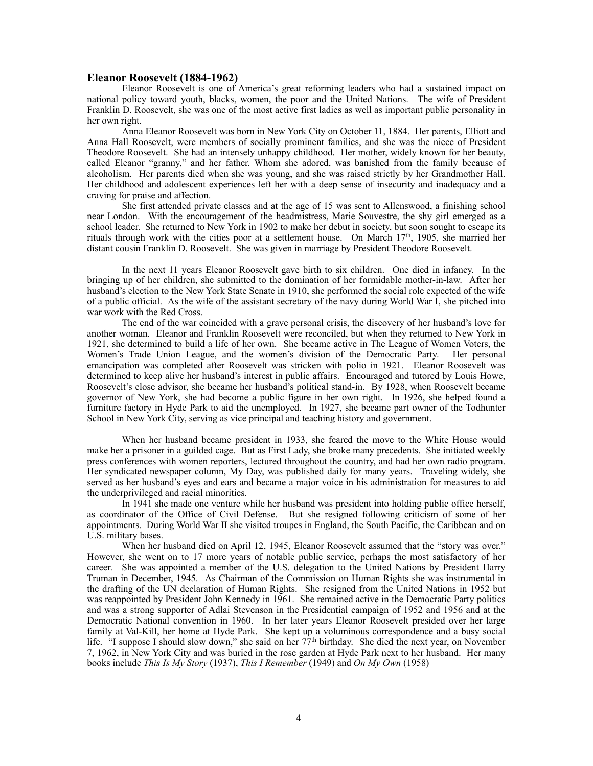## Eleanor Roosevelt (1884-1962)

Eleanor Roosevelt is one of America's great reforming leaders who had a sustained impact on national policy toward youth, blacks, women, the poor and the United Nations. The wife of President Franklin D. Roosevelt, she was one of the most active first ladies as well as important public personality in her own right.

Anna Eleanor Roosevelt was born in New York City on October 11, 1884. Her parents, Elliott and Anna Hall Roosevelt, were members of socially prominent families, and she was the niece of President Theodore Roosevelt. She had an intensely unhappy childhood. Her mother, widely known for her beauty, called Eleanor "granny," and her father. Whom she adored, was banished from the family because of alcoholism. Her parents died when she was young, and she was raised strictly by her Grandmother Hall. Her childhood and adolescent experiences left her with a deep sense of insecurity and inadequacy and a craving for praise and affection.

She first attended private classes and at the age of 15 was sent to Allenswood, a finishing school near London. With the encouragement of the headmistress, Marie Souvestre, the shy girl emerged as a school leader. She returned to New York in 1902 to make her debut in society, but soon sought to escape its rituals through work with the cities poor at a settlement house. On March 17th, 1905, she married her distant cousin Franklin D. Roosevelt. She was given in marriage by President Theodore Roosevelt.

In the next 11 years Eleanor Roosevelt gave birth to six children. One died in infancy. In the bringing up of her children, she submitted to the domination of her formidable mother-in-law. After her husband's election to the New York State Senate in 1910, she performed the social role expected of the wife of a public official. As the wife of the assistant secretary of the navy during World War I, she pitched into war work with the Red Cross.

The end of the war coincided with a grave personal crisis, the discovery of her husband's love for another woman. Eleanor and Franklin Roosevelt were reconciled, but when they returned to New York in 1921, she determined to build a life of her own. She became active in The League of Women Voters, the Women's Trade Union League, and the women's division of the Democratic Party. Her personal emancipation was completed after Roosevelt was stricken with polio in 1921. Eleanor Roosevelt was determined to keep alive her husband's interest in public affairs. Encouraged and tutored by Louis Howe, Roosevelt's close advisor, she became her husband's political stand-in. By 1928, when Roosevelt became governor of New York, she had become a public figure in her own right. In 1926, she helped found a furniture factory in Hyde Park to aid the unemployed. In 1927, she became part owner of the Todhunter School in New York City, serving as vice principal and teaching history and government.

When her husband became president in 1933, she feared the move to the White House would make her a prisoner in a guilded cage. But as First Lady, she broke many precedents. She initiated weekly press conferences with women reporters, lectured throughout the country, and had her own radio program. Her syndicated newspaper column, My Day, was published daily for many years. Traveling widely, she served as her husband's eyes and ears and became a major voice in his administration for measures to aid the underprivileged and racial minorities.

In 1941 she made one venture while her husband was president into holding public office herself, as coordinator of the Office of Civil Defense. But she resigned following criticism of some of her appointments. During World War II she visited troupes in England, the South Pacific, the Caribbean and on U.S. military bases.

When her husband died on April 12, 1945, Eleanor Roosevelt assumed that the "story was over." However, she went on to 17 more years of notable public service, perhaps the most satisfactory of her career. She was appointed a member of the U.S. delegation to the United Nations by President Harry Truman in December, 1945. As Chairman of the Commission on Human Rights she was instrumental in the drafting of the UN declaration of Human Rights. She resigned from the United Nations in 1952 but was reappointed by President John Kennedy in 1961. She remained active in the Democratic Party politics and was a strong supporter of Adlai Stevenson in the Presidential campaign of 1952 and 1956 and at the Democratic National convention in 1960. In her later years Eleanor Roosevelt presided over her large family at Val-Kill, her home at Hyde Park. She kept up a voluminous correspondence and a busy social life. "I suppose I should slow down," she said on her 77th birthday. She died the next year, on November 7, 1962, in New York City and was buried in the rose garden at Hyde Park next to her husband. Her many books include *This Is My Story* (1937), *This I Remember* (1949) and *On My Own* (1958)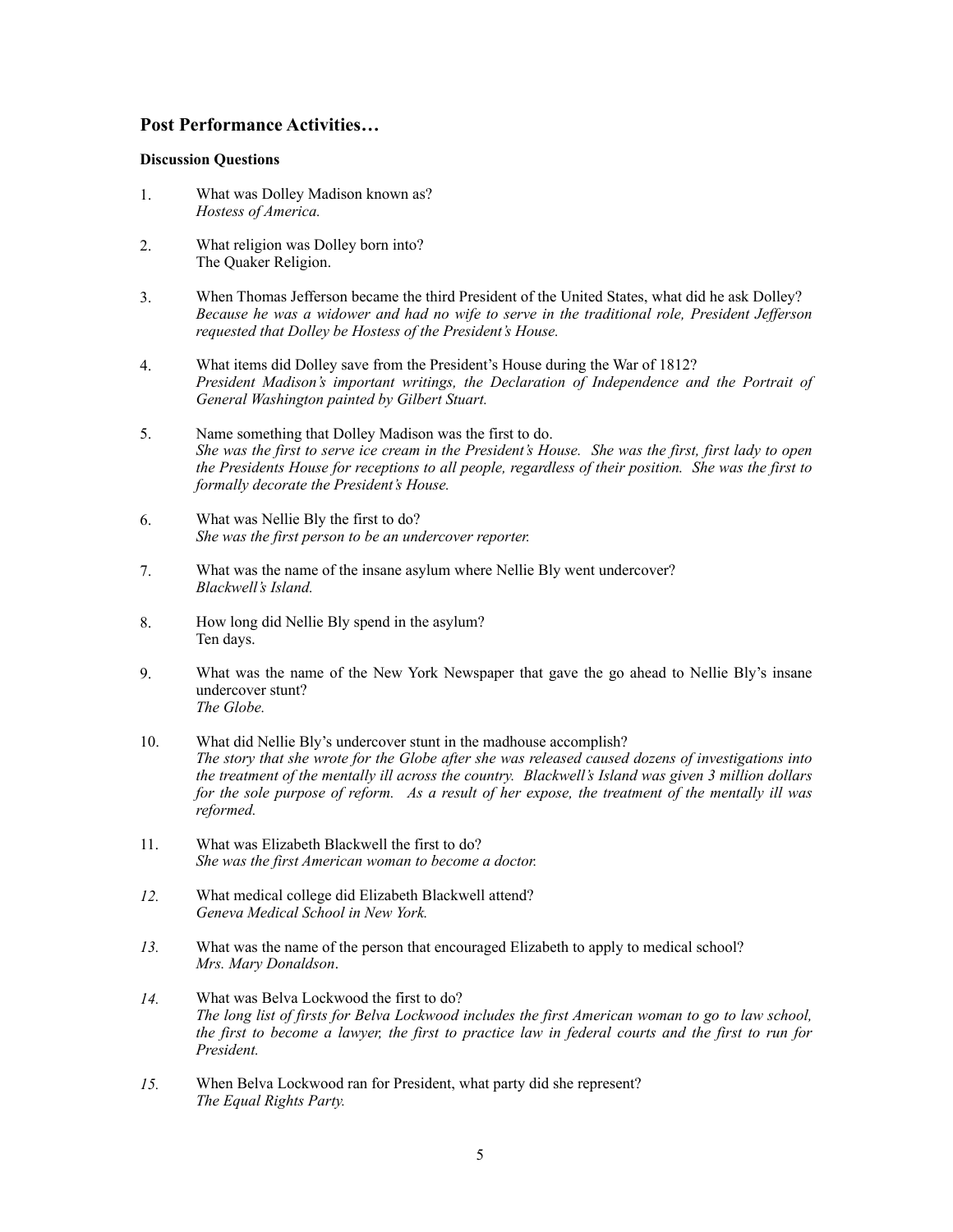## Post Performance Activities…

### Discussion Questions

1. What was Dolley Madison known as?
   *Hostess of America.*

2. What religion was Dolley born into?
   The Quaker Religion.

3. When Thomas Jefferson became the third President of the United States, what did he ask Dolley?
   *Because he was a widower and had no wife to serve in the traditional role, President Jefferson requested that Dolley be Hostess of the President's House.*

4. What items did Dolley save from the President's House during the War of 1812?
   *President Madison's important writings, the Declaration of Independence and the Portrait of General Washington painted by Gilbert Stuart.*

5. Name something that Dolley Madison was the first to do.
   *She was the first to serve ice cream in the President's House. She was the first, first lady to open the Presidents House for receptions to all people, regardless of their position. She was the first to formally decorate the President's House.*

6. What was Nellie Bly the first to do?
   *She was the first person to be an undercover reporter.*

7. What was the name of the insane asylum where Nellie Bly went undercover?
   *Blackwell's Island.*

8. How long did Nellie Bly spend in the asylum?
   Ten days.

9. What was the name of the New York Newspaper that gave the go ahead to Nellie Bly's insane undercover stunt?
   *The Globe.*

10. What did Nellie Bly's undercover stunt in the madhouse accomplish?
    *The story that she wrote for the Globe after she was released caused dozens of investigations into the treatment of the mentally ill across the country. Blackwell's Island was given 3 million dollars for the sole purpose of reform. As a result of her expose, the treatment of the mentally ill was reformed.*

11. What was Elizabeth Blackwell the first to do?
    *She was the first American woman to become a doctor.*

12. What medical college did Elizabeth Blackwell attend?
    *Geneva Medical School in New York.*

13. What was the name of the person that encouraged Elizabeth to apply to medical school?
    *Mrs. Mary Donaldson*.

14. What was Belva Lockwood the first to do?
    *The long list of firsts for Belva Lockwood includes the first American woman to go to law school, the first to become a lawyer, the first to practice law in federal courts and the first to run for President.*

15. When Belva Lockwood ran for President, what party did she represent?
    *The Equal Rights Party.*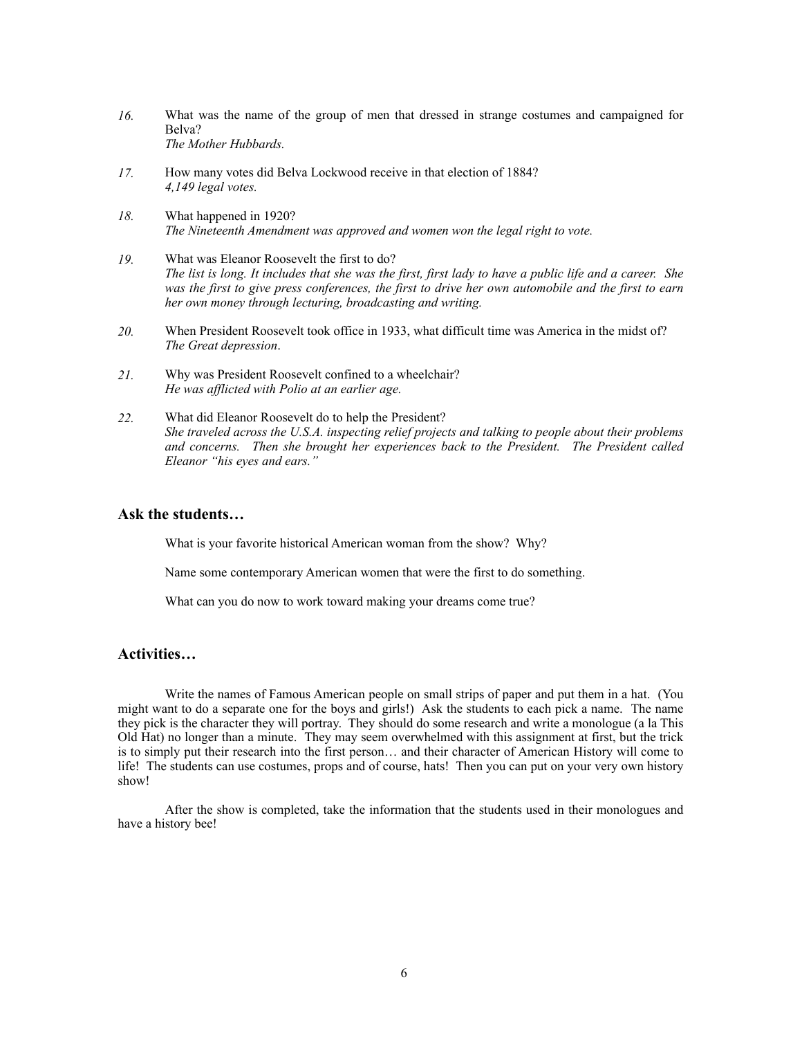16. What was the name of the group of men that dressed in strange costumes and campaigned for Belva?
    *The Mother Hubbards.*

17. How many votes did Belva Lockwood receive in that election of 1884?
    *4,149 legal votes.*

18. What happened in 1920?
    *The Nineteenth Amendment was approved and women won the legal right to vote.*

19. What was Eleanor Roosevelt the first to do?
    *The list is long. It includes that she was the first, first lady to have a public life and a career. She was the first to give press conferences, the first to drive her own automobile and the first to earn her own money through lecturing, broadcasting and writing.*

20. When President Roosevelt took office in 1933, what difficult time was America in the midst of?
    *The Great depression*.

21. Why was President Roosevelt confined to a wheelchair?
    *He was afflicted with Polio at an earlier age.*

22. What did Eleanor Roosevelt do to help the President?
    *She traveled across the U.S.A. inspecting relief projects and talking to people about their problems and concerns. Then she brought her experiences back to the President. The President called Eleanor "his eyes and ears."*

## Ask the students…

What is your favorite historical American woman from the show? Why?

Name some contemporary American women that were the first to do something.

What can you do now to work toward making your dreams come true?

## Activities…

Write the names of Famous American people on small strips of paper and put them in a hat. (You might want to do a separate one for the boys and girls!) Ask the students to each pick a name. The name they pick is the character they will portray. They should do some research and write a monologue (a la This Old Hat) no longer than a minute. They may seem overwhelmed with this assignment at first, but the trick is to simply put their research into the first person… and their character of American History will come to life! The students can use costumes, props and of course, hats! Then you can put on your very own history show!

After the show is completed, take the information that the students used in their monologues and have a history bee!